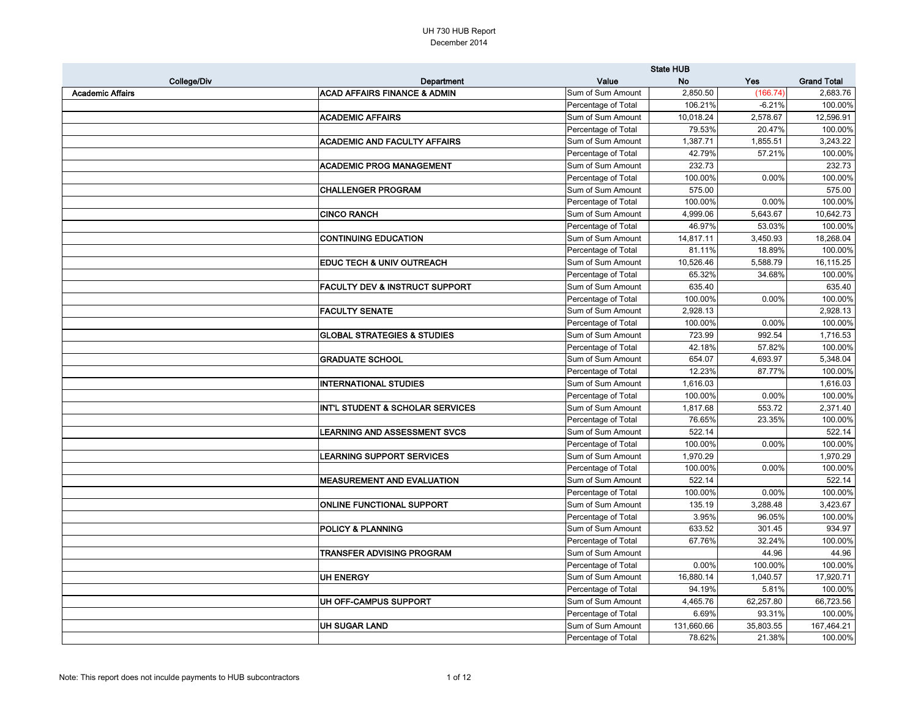# UH 730 HUB Report

December 2014

| College/Div | Department | Value | State HUB No | Yes | Grand Total |
|---|---|---|---|---|---|
| Academic Affairs | ACAD AFFAIRS FINANCE & ADMIN | Sum of Sum Amount | 2,850.50 | (166.74) | 2,683.76 |
| | | Percentage of Total | 106.21% | -6.21% | 100.00% |
| | ACADEMIC AFFAIRS | Sum of Sum Amount | 10,018.24 | 2,578.67 | 12,596.91 |
| | | Percentage of Total | 79.53% | 20.47% | 100.00% |
| | ACADEMIC AND FACULTY AFFAIRS | Sum of Sum Amount | 1,387.71 | 1,855.51 | 3,243.22 |
| | | Percentage of Total | 42.79% | 57.21% | 100.00% |
| | ACADEMIC PROG MANAGEMENT | Sum of Sum Amount | 232.73 | | 232.73 |
| | | Percentage of Total | 100.00% | 0.00% | 100.00% |
| | CHALLENGER PROGRAM | Sum of Sum Amount | 575.00 | | 575.00 |
| | | Percentage of Total | 100.00% | 0.00% | 100.00% |
| | CINCO RANCH | Sum of Sum Amount | 4,999.06 | 5,643.67 | 10,642.73 |
| | | Percentage of Total | 46.97% | 53.03% | 100.00% |
| | CONTINUING EDUCATION | Sum of Sum Amount | 14,817.11 | 3,450.93 | 18,268.04 |
| | | Percentage of Total | 81.11% | 18.89% | 100.00% |
| | EDUC TECH & UNIV OUTREACH | Sum of Sum Amount | 10,526.46 | 5,588.79 | 16,115.25 |
| | | Percentage of Total | 65.32% | 34.68% | 100.00% |
| | FACULTY DEV & INSTRUCT SUPPORT | Sum of Sum Amount | 635.40 | | 635.40 |
| | | Percentage of Total | 100.00% | 0.00% | 100.00% |
| | FACULTY SENATE | Sum of Sum Amount | 2,928.13 | | 2,928.13 |
| | | Percentage of Total | 100.00% | 0.00% | 100.00% |
| | GLOBAL STRATEGIES & STUDIES | Sum of Sum Amount | 723.99 | 992.54 | 1,716.53 |
| | | Percentage of Total | 42.18% | 57.82% | 100.00% |
| | GRADUATE SCHOOL | Sum of Sum Amount | 654.07 | 4,693.97 | 5,348.04 |
| | | Percentage of Total | 12.23% | 87.77% | 100.00% |
| | INTERNATIONAL STUDIES | Sum of Sum Amount | 1,616.03 | | 1,616.03 |
| | | Percentage of Total | 100.00% | 0.00% | 100.00% |
| | INT'L STUDENT & SCHOLAR SERVICES | Sum of Sum Amount | 1,817.68 | 553.72 | 2,371.40 |
| | | Percentage of Total | 76.65% | 23.35% | 100.00% |
| | LEARNING AND ASSESSMENT SVCS | Sum of Sum Amount | 522.14 | | 522.14 |
| | | Percentage of Total | 100.00% | 0.00% | 100.00% |
| | LEARNING SUPPORT SERVICES | Sum of Sum Amount | 1,970.29 | | 1,970.29 |
| | | Percentage of Total | 100.00% | 0.00% | 100.00% |
| | MEASUREMENT AND EVALUATION | Sum of Sum Amount | 522.14 | | 522.14 |
| | | Percentage of Total | 100.00% | 0.00% | 100.00% |
| | ONLINE FUNCTIONAL SUPPORT | Sum of Sum Amount | 135.19 | 3,288.48 | 3,423.67 |
| | | Percentage of Total | 3.95% | 96.05% | 100.00% |
| | POLICY & PLANNING | Sum of Sum Amount | 633.52 | 301.45 | 934.97 |
| | | Percentage of Total | 67.76% | 32.24% | 100.00% |
| | TRANSFER ADVISING PROGRAM | Sum of Sum Amount | | 44.96 | 44.96 |
| | | Percentage of Total | 0.00% | 100.00% | 100.00% |
| | UH ENERGY | Sum of Sum Amount | 16,880.14 | 1,040.57 | 17,920.71 |
| | | Percentage of Total | 94.19% | 5.81% | 100.00% |
| | UH OFF-CAMPUS SUPPORT | Sum of Sum Amount | 4,465.76 | 62,257.80 | 66,723.56 |
| | | Percentage of Total | 6.69% | 93.31% | 100.00% |
| | UH SUGAR LAND | Sum of Sum Amount | 131,660.66 | 35,803.55 | 167,464.21 |
| | | Percentage of Total | 78.62% | 21.38% | 100.00% |

Note: This report does not inculde payments to HUB subcontractors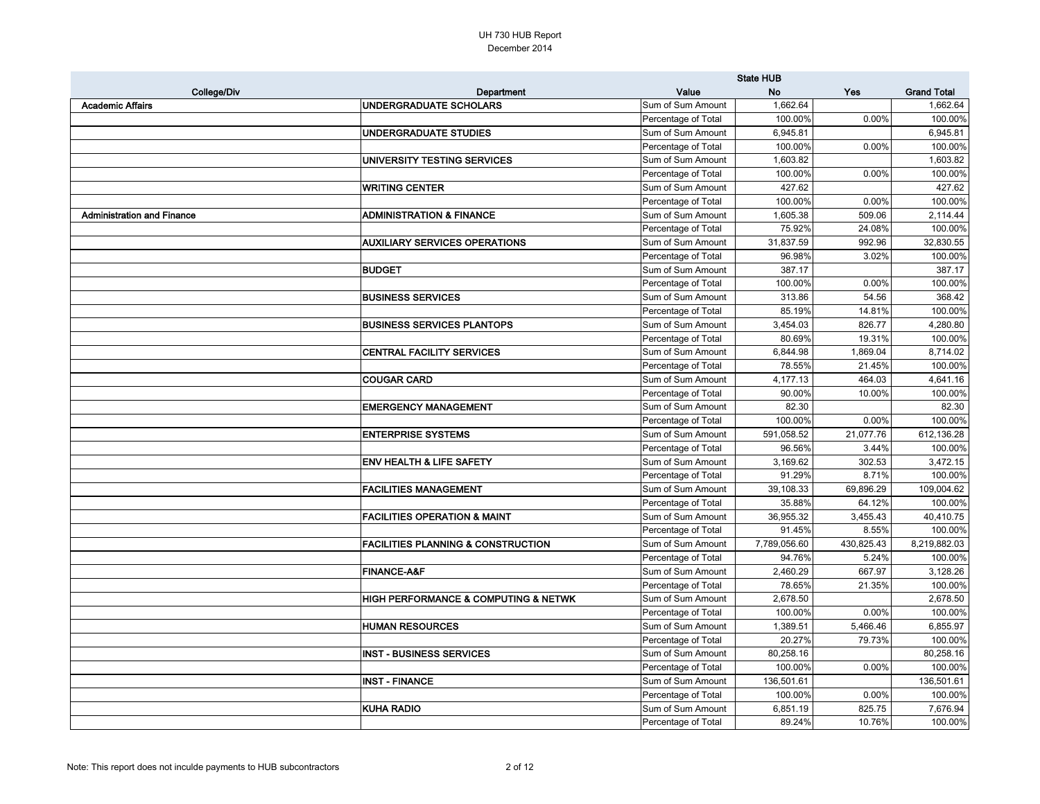UH 730 HUB Report
December 2014

| College/Div | Department | Value | State HUB | | |
|---|---|---|---|---|---|
| | | | No | Yes | Grand Total |
| Academic Affairs | UNDERGRADUATE SCHOLARS | Sum of Sum Amount | 1,662.64 | | 1,662.64 |
| | | Percentage of Total | 100.00% | 0.00% | 100.00% |
| | UNDERGRADUATE STUDIES | Sum of Sum Amount | 6,945.81 | | 6,945.81 |
| | | Percentage of Total | 100.00% | 0.00% | 100.00% |
| | UNIVERSITY TESTING SERVICES | Sum of Sum Amount | 1,603.82 | | 1,603.82 |
| | | Percentage of Total | 100.00% | 0.00% | 100.00% |
| | WRITING CENTER | Sum of Sum Amount | 427.62 | | 427.62 |
| | | Percentage of Total | 100.00% | 0.00% | 100.00% |
| Administration and Finance | ADMINISTRATION & FINANCE | Sum of Sum Amount | 1,605.38 | 509.06 | 2,114.44 |
| | | Percentage of Total | 75.92% | 24.08% | 100.00% |
| | AUXILIARY SERVICES OPERATIONS | Sum of Sum Amount | 31,837.59 | 992.96 | 32,830.55 |
| | | Percentage of Total | 96.98% | 3.02% | 100.00% |
| | BUDGET | Sum of Sum Amount | 387.17 | | 387.17 |
| | | Percentage of Total | 100.00% | 0.00% | 100.00% |
| | BUSINESS SERVICES | Sum of Sum Amount | 313.86 | 54.56 | 368.42 |
| | | Percentage of Total | 85.19% | 14.81% | 100.00% |
| | BUSINESS SERVICES PLANTOPS | Sum of Sum Amount | 3,454.03 | 826.77 | 4,280.80 |
| | | Percentage of Total | 80.69% | 19.31% | 100.00% |
| | CENTRAL FACILITY SERVICES | Sum of Sum Amount | 6,844.98 | 1,869.04 | 8,714.02 |
| | | Percentage of Total | 78.55% | 21.45% | 100.00% |
| | COUGAR CARD | Sum of Sum Amount | 4,177.13 | 464.03 | 4,641.16 |
| | | Percentage of Total | 90.00% | 10.00% | 100.00% |
| | EMERGENCY MANAGEMENT | Sum of Sum Amount | 82.30 | | 82.30 |
| | | Percentage of Total | 100.00% | 0.00% | 100.00% |
| | ENTERPRISE SYSTEMS | Sum of Sum Amount | 591,058.52 | 21,077.76 | 612,136.28 |
| | | Percentage of Total | 96.56% | 3.44% | 100.00% |
| | ENV HEALTH & LIFE SAFETY | Sum of Sum Amount | 3,169.62 | 302.53 | 3,472.15 |
| | | Percentage of Total | 91.29% | 8.71% | 100.00% |
| | FACILITIES MANAGEMENT | Sum of Sum Amount | 39,108.33 | 69,896.29 | 109,004.62 |
| | | Percentage of Total | 35.88% | 64.12% | 100.00% |
| | FACILITIES OPERATION & MAINT | Sum of Sum Amount | 36,955.32 | 3,455.43 | 40,410.75 |
| | | Percentage of Total | 91.45% | 8.55% | 100.00% |
| | FACILITIES PLANNING & CONSTRUCTION | Sum of Sum Amount | 7,789,056.60 | 430,825.43 | 8,219,882.03 |
| | | Percentage of Total | 94.76% | 5.24% | 100.00% |
| | FINANCE-A&F | Sum of Sum Amount | 2,460.29 | 667.97 | 3,128.26 |
| | | Percentage of Total | 78.65% | 21.35% | 100.00% |
| | HIGH PERFORMANCE & COMPUTING & NETWK | Sum of Sum Amount | 2,678.50 | | 2,678.50 |
| | | Percentage of Total | 100.00% | 0.00% | 100.00% |
| | HUMAN RESOURCES | Sum of Sum Amount | 1,389.51 | 5,466.46 | 6,855.97 |
| | | Percentage of Total | 20.27% | 79.73% | 100.00% |
| | INST - BUSINESS SERVICES | Sum of Sum Amount | 80,258.16 | | 80,258.16 |
| | | Percentage of Total | 100.00% | 0.00% | 100.00% |
| | INST - FINANCE | Sum of Sum Amount | 136,501.61 | | 136,501.61 |
| | | Percentage of Total | 100.00% | 0.00% | 100.00% |
| | KUHA RADIO | Sum of Sum Amount | 6,851.19 | 825.75 | 7,676.94 |
| | | Percentage of Total | 89.24% | 10.76% | 100.00% |

Note: This report does not inculde payments to HUB subcontractors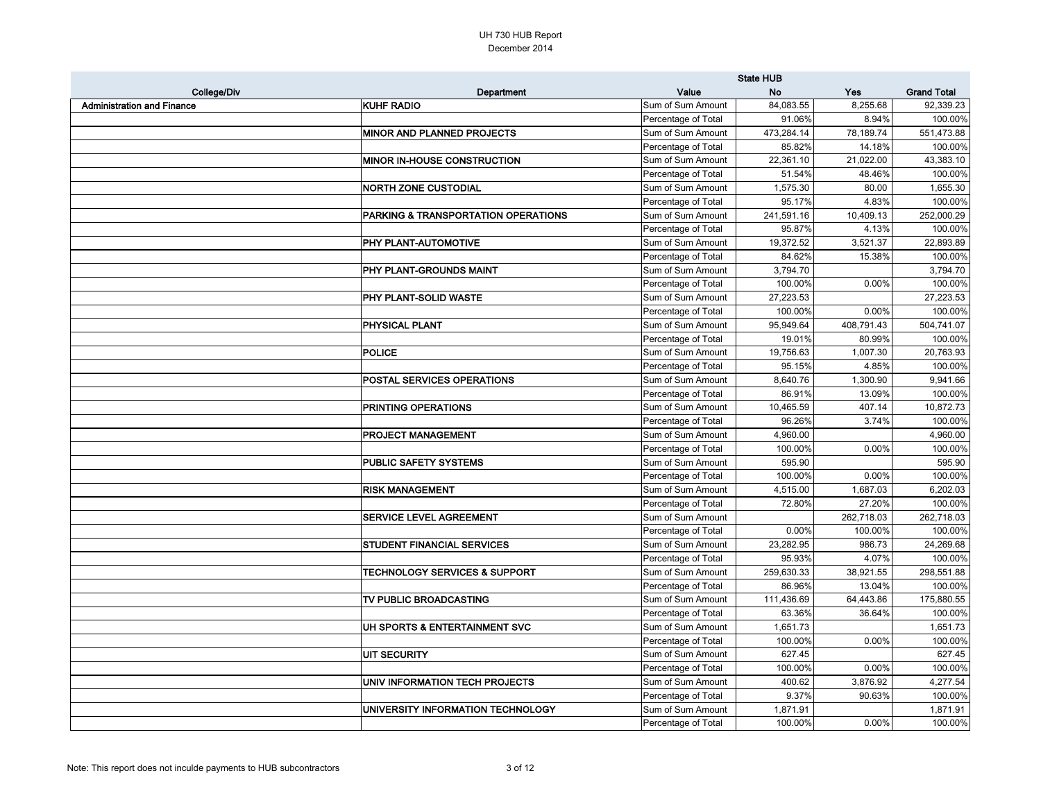UH 730 HUB Report
December 2014

| College/Div | Department | Value | State HUB | | |
|---|---|---|---|---|---|
| | | | No | Yes | Grand Total |
| Administration and Finance | KUHF RADIO | Sum of Sum Amount | 84,083.55 | 8,255.68 | 92,339.23 |
| | | Percentage of Total | 91.06% | 8.94% | 100.00% |
| | MINOR AND PLANNED PROJECTS | Sum of Sum Amount | 473,284.14 | 78,189.74 | 551,473.88 |
| | | Percentage of Total | 85.82% | 14.18% | 100.00% |
| | MINOR IN-HOUSE CONSTRUCTION | Sum of Sum Amount | 22,361.10 | 21,022.00 | 43,383.10 |
| | | Percentage of Total | 51.54% | 48.46% | 100.00% |
| | NORTH ZONE CUSTODIAL | Sum of Sum Amount | 1,575.30 | 80.00 | 1,655.30 |
| | | Percentage of Total | 95.17% | 4.83% | 100.00% |
| | PARKING & TRANSPORTATION OPERATIONS | Sum of Sum Amount | 241,591.16 | 10,409.13 | 252,000.29 |
| | | Percentage of Total | 95.87% | 4.13% | 100.00% |
| | PHY PLANT-AUTOMOTIVE | Sum of Sum Amount | 19,372.52 | 3,521.37 | 22,893.89 |
| | | Percentage of Total | 84.62% | 15.38% | 100.00% |
| | PHY PLANT-GROUNDS MAINT | Sum of Sum Amount | 3,794.70 | | 3,794.70 |
| | | Percentage of Total | 100.00% | 0.00% | 100.00% |
| | PHY PLANT-SOLID WASTE | Sum of Sum Amount | 27,223.53 | | 27,223.53 |
| | | Percentage of Total | 100.00% | 0.00% | 100.00% |
| | PHYSICAL PLANT | Sum of Sum Amount | 95,949.64 | 408,791.43 | 504,741.07 |
| | | Percentage of Total | 19.01% | 80.99% | 100.00% |
| | POLICE | Sum of Sum Amount | 19,756.63 | 1,007.30 | 20,763.93 |
| | | Percentage of Total | 95.15% | 4.85% | 100.00% |
| | POSTAL SERVICES OPERATIONS | Sum of Sum Amount | 8,640.76 | 1,300.90 | 9,941.66 |
| | | Percentage of Total | 86.91% | 13.09% | 100.00% |
| | PRINTING OPERATIONS | Sum of Sum Amount | 10,465.59 | 407.14 | 10,872.73 |
| | | Percentage of Total | 96.26% | 3.74% | 100.00% |
| | PROJECT MANAGEMENT | Sum of Sum Amount | 4,960.00 | | 4,960.00 |
| | | Percentage of Total | 100.00% | 0.00% | 100.00% |
| | PUBLIC SAFETY SYSTEMS | Sum of Sum Amount | 595.90 | | 595.90 |
| | | Percentage of Total | 100.00% | 0.00% | 100.00% |
| | RISK MANAGEMENT | Sum of Sum Amount | 4,515.00 | 1,687.03 | 6,202.03 |
| | | Percentage of Total | 72.80% | 27.20% | 100.00% |
| | SERVICE LEVEL AGREEMENT | Sum of Sum Amount | | 262,718.03 | 262,718.03 |
| | | Percentage of Total | 0.00% | 100.00% | 100.00% |
| | STUDENT FINANCIAL SERVICES | Sum of Sum Amount | 23,282.95 | 986.73 | 24,269.68 |
| | | Percentage of Total | 95.93% | 4.07% | 100.00% |
| | TECHNOLOGY SERVICES & SUPPORT | Sum of Sum Amount | 259,630.33 | 38,921.55 | 298,551.88 |
| | | Percentage of Total | 86.96% | 13.04% | 100.00% |
| | TV PUBLIC BROADCASTING | Sum of Sum Amount | 111,436.69 | 64,443.86 | 175,880.55 |
| | | Percentage of Total | 63.36% | 36.64% | 100.00% |
| | UH SPORTS & ENTERTAINMENT SVC | Sum of Sum Amount | 1,651.73 | | 1,651.73 |
| | | Percentage of Total | 100.00% | 0.00% | 100.00% |
| | UIT SECURITY | Sum of Sum Amount | 627.45 | | 627.45 |
| | | Percentage of Total | 100.00% | 0.00% | 100.00% |
| | UNIV INFORMATION TECH PROJECTS | Sum of Sum Amount | 400.62 | 3,876.92 | 4,277.54 |
| | | Percentage of Total | 9.37% | 90.63% | 100.00% |
| | UNIVERSITY INFORMATION TECHNOLOGY | Sum of Sum Amount | 1,871.91 | | 1,871.91 |
| | | Percentage of Total | 100.00% | 0.00% | 100.00% |

Note: This report does not inculde payments to HUB subcontractors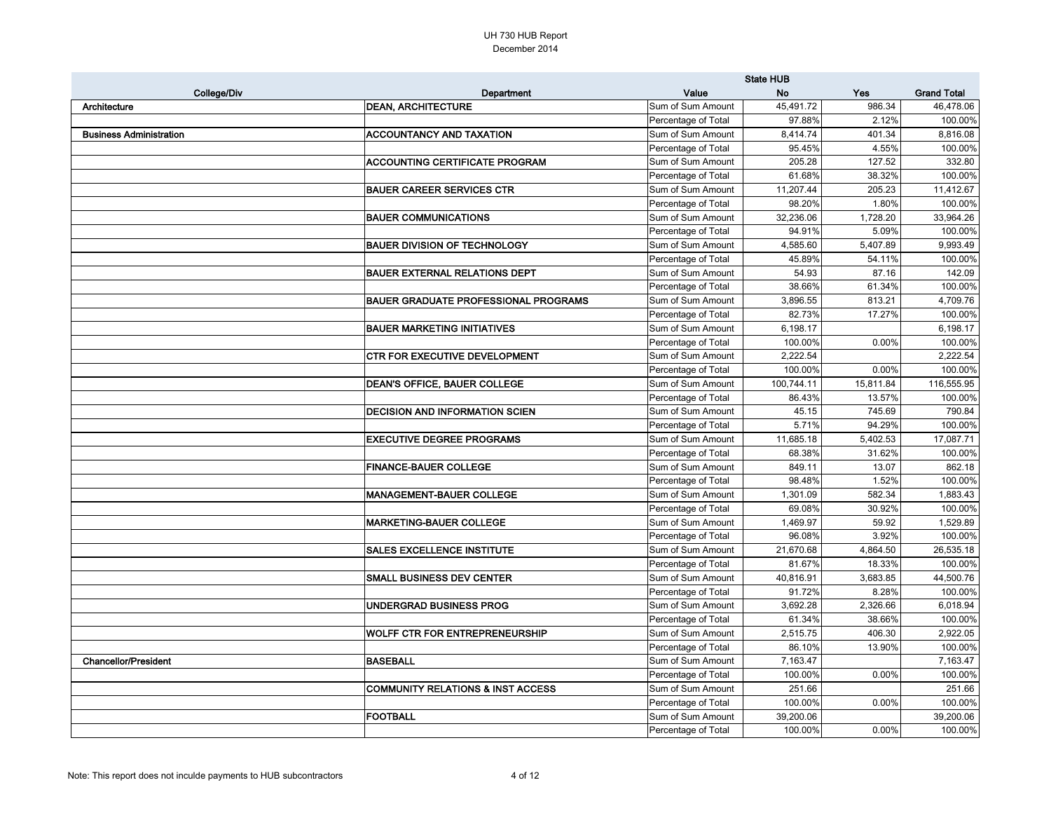UH 730 HUB Report
December 2014

| College/Div | Department | Value | State HUB No | Yes | Grand Total |
|---|---|---|---|---|---|
| Architecture | DEAN, ARCHITECTURE | Sum of Sum Amount | 45,491.72 | 986.34 | 46,478.06 |
| | | Percentage of Total | 97.88% | 2.12% | 100.00% |
| Business Administration | ACCOUNTANCY AND TAXATION | Sum of Sum Amount | 8,414.74 | 401.34 | 8,816.08 |
| | | Percentage of Total | 95.45% | 4.55% | 100.00% |
| | ACCOUNTING CERTIFICATE PROGRAM | Sum of Sum Amount | 205.28 | 127.52 | 332.80 |
| | | Percentage of Total | 61.68% | 38.32% | 100.00% |
| | BAUER CAREER SERVICES CTR | Sum of Sum Amount | 11,207.44 | 205.23 | 11,412.67 |
| | | Percentage of Total | 98.20% | 1.80% | 100.00% |
| | BAUER COMMUNICATIONS | Sum of Sum Amount | 32,236.06 | 1,728.20 | 33,964.26 |
| | | Percentage of Total | 94.91% | 5.09% | 100.00% |
| | BAUER DIVISION OF TECHNOLOGY | Sum of Sum Amount | 4,585.60 | 5,407.89 | 9,993.49 |
| | | Percentage of Total | 45.89% | 54.11% | 100.00% |
| | BAUER EXTERNAL RELATIONS DEPT | Sum of Sum Amount | 54.93 | 87.16 | 142.09 |
| | | Percentage of Total | 38.66% | 61.34% | 100.00% |
| | BAUER GRADUATE PROFESSIONAL PROGRAMS | Sum of Sum Amount | 3,896.55 | 813.21 | 4,709.76 |
| | | Percentage of Total | 82.73% | 17.27% | 100.00% |
| | BAUER MARKETING INITIATIVES | Sum of Sum Amount | 6,198.17 | | 6,198.17 |
| | | Percentage of Total | 100.00% | 0.00% | 100.00% |
| | CTR FOR EXECUTIVE DEVELOPMENT | Sum of Sum Amount | 2,222.54 | | 2,222.54 |
| | | Percentage of Total | 100.00% | 0.00% | 100.00% |
| | DEAN'S OFFICE, BAUER COLLEGE | Sum of Sum Amount | 100,744.11 | 15,811.84 | 116,555.95 |
| | | Percentage of Total | 86.43% | 13.57% | 100.00% |
| | DECISION AND INFORMATION SCIEN | Sum of Sum Amount | 45.15 | 745.69 | 790.84 |
| | | Percentage of Total | 5.71% | 94.29% | 100.00% |
| | EXECUTIVE DEGREE PROGRAMS | Sum of Sum Amount | 11,685.18 | 5,402.53 | 17,087.71 |
| | | Percentage of Total | 68.38% | 31.62% | 100.00% |
| | FINANCE-BAUER COLLEGE | Sum of Sum Amount | 849.11 | 13.07 | 862.18 |
| | | Percentage of Total | 98.48% | 1.52% | 100.00% |
| | MANAGEMENT-BAUER COLLEGE | Sum of Sum Amount | 1,301.09 | 582.34 | 1,883.43 |
| | | Percentage of Total | 69.08% | 30.92% | 100.00% |
| | MARKETING-BAUER COLLEGE | Sum of Sum Amount | 1,469.97 | 59.92 | 1,529.89 |
| | | Percentage of Total | 96.08% | 3.92% | 100.00% |
| | SALES EXCELLENCE INSTITUTE | Sum of Sum Amount | 21,670.68 | 4,864.50 | 26,535.18 |
| | | Percentage of Total | 81.67% | 18.33% | 100.00% |
| | SMALL BUSINESS DEV CENTER | Sum of Sum Amount | 40,816.91 | 3,683.85 | 44,500.76 |
| | | Percentage of Total | 91.72% | 8.28% | 100.00% |
| | UNDERGRAD BUSINESS PROG | Sum of Sum Amount | 3,692.28 | 2,326.66 | 6,018.94 |
| | | Percentage of Total | 61.34% | 38.66% | 100.00% |
| | WOLFF CTR FOR ENTREPRENEURSHIP | Sum of Sum Amount | 2,515.75 | 406.30 | 2,922.05 |
| | | Percentage of Total | 86.10% | 13.90% | 100.00% |
| Chancellor/President | BASEBALL | Sum of Sum Amount | 7,163.47 | | 7,163.47 |
| | | Percentage of Total | 100.00% | 0.00% | 100.00% |
| | COMMUNITY RELATIONS & INST ACCESS | Sum of Sum Amount | 251.66 | | 251.66 |
| | | Percentage of Total | 100.00% | 0.00% | 100.00% |
| | FOOTBALL | Sum of Sum Amount | 39,200.06 | | 39,200.06 |
| | | Percentage of Total | 100.00% | 0.00% | 100.00% |

Note: This report does not inculde payments to HUB subcontractors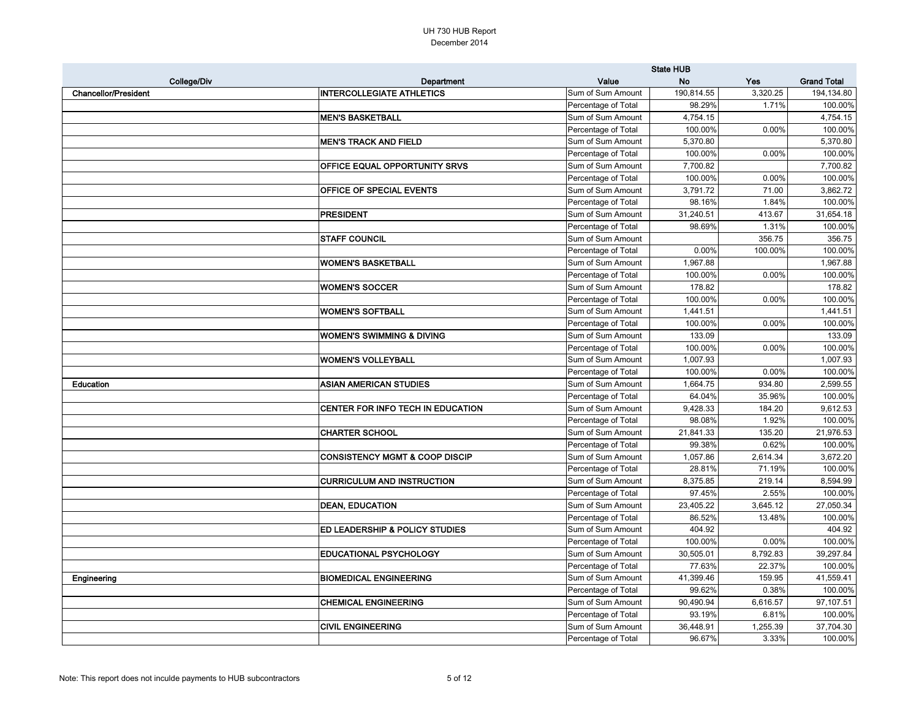UH 730 HUB Report
December 2014

| College/Div | Department | Value | State HUB No | Yes | Grand Total |
|---|---|---|---|---|---|
| Chancellor/President | INTERCOLLEGIATE ATHLETICS | Sum of Sum Amount | 190,814.55 | 3,320.25 | 194,134.80 |
| | | Percentage of Total | 98.29% | 1.71% | 100.00% |
| | MEN'S BASKETBALL | Sum of Sum Amount | 4,754.15 | | 4,754.15 |
| | | Percentage of Total | 100.00% | 0.00% | 100.00% |
| | MEN'S TRACK AND FIELD | Sum of Sum Amount | 5,370.80 | | 5,370.80 |
| | | Percentage of Total | 100.00% | 0.00% | 100.00% |
| | OFFICE EQUAL OPPORTUNITY SRVS | Sum of Sum Amount | 7,700.82 | | 7,700.82 |
| | | Percentage of Total | 100.00% | 0.00% | 100.00% |
| | OFFICE OF SPECIAL EVENTS | Sum of Sum Amount | 3,791.72 | 71.00 | 3,862.72 |
| | | Percentage of Total | 98.16% | 1.84% | 100.00% |
| | PRESIDENT | Sum of Sum Amount | 31,240.51 | 413.67 | 31,654.18 |
| | | Percentage of Total | 98.69% | 1.31% | 100.00% |
| | STAFF COUNCIL | Sum of Sum Amount | | 356.75 | 356.75 |
| | | Percentage of Total | 0.00% | 100.00% | 100.00% |
| | WOMEN'S BASKETBALL | Sum of Sum Amount | 1,967.88 | | 1,967.88 |
| | | Percentage of Total | 100.00% | 0.00% | 100.00% |
| | WOMEN'S SOCCER | Sum of Sum Amount | 178.82 | | 178.82 |
| | | Percentage of Total | 100.00% | 0.00% | 100.00% |
| | WOMEN'S SOFTBALL | Sum of Sum Amount | 1,441.51 | | 1,441.51 |
| | | Percentage of Total | 100.00% | 0.00% | 100.00% |
| | WOMEN'S SWIMMING & DIVING | Sum of Sum Amount | 133.09 | | 133.09 |
| | | Percentage of Total | 100.00% | 0.00% | 100.00% |
| | WOMEN'S VOLLEYBALL | Sum of Sum Amount | 1,007.93 | | 1,007.93 |
| | | Percentage of Total | 100.00% | 0.00% | 100.00% |
| Education | ASIAN AMERICAN STUDIES | Sum of Sum Amount | 1,664.75 | 934.80 | 2,599.55 |
| | | Percentage of Total | 64.04% | 35.96% | 100.00% |
| | CENTER FOR INFO TECH IN EDUCATION | Sum of Sum Amount | 9,428.33 | 184.20 | 9,612.53 |
| | | Percentage of Total | 98.08% | 1.92% | 100.00% |
| | CHARTER SCHOOL | Sum of Sum Amount | 21,841.33 | 135.20 | 21,976.53 |
| | | Percentage of Total | 99.38% | 0.62% | 100.00% |
| | CONSISTENCY MGMT & COOP DISCIP | Sum of Sum Amount | 1,057.86 | 2,614.34 | 3,672.20 |
| | | Percentage of Total | 28.81% | 71.19% | 100.00% |
| | CURRICULUM AND INSTRUCTION | Sum of Sum Amount | 8,375.85 | 219.14 | 8,594.99 |
| | | Percentage of Total | 97.45% | 2.55% | 100.00% |
| | DEAN, EDUCATION | Sum of Sum Amount | 23,405.22 | 3,645.12 | 27,050.34 |
| | | Percentage of Total | 86.52% | 13.48% | 100.00% |
| | ED LEADERSHIP & POLICY STUDIES | Sum of Sum Amount | 404.92 | | 404.92 |
| | | Percentage of Total | 100.00% | 0.00% | 100.00% |
| | EDUCATIONAL PSYCHOLOGY | Sum of Sum Amount | 30,505.01 | 8,792.83 | 39,297.84 |
| | | Percentage of Total | 77.63% | 22.37% | 100.00% |
| Engineering | BIOMEDICAL ENGINEERING | Sum of Sum Amount | 41,399.46 | 159.95 | 41,559.41 |
| | | Percentage of Total | 99.62% | 0.38% | 100.00% |
| | CHEMICAL ENGINEERING | Sum of Sum Amount | 90,490.94 | 6,616.57 | 97,107.51 |
| | | Percentage of Total | 93.19% | 6.81% | 100.00% |
| | CIVIL ENGINEERING | Sum of Sum Amount | 36,448.91 | 1,255.39 | 37,704.30 |
| | | Percentage of Total | 96.67% | 3.33% | 100.00% |

Note: This report does not inculde payments to HUB subcontractors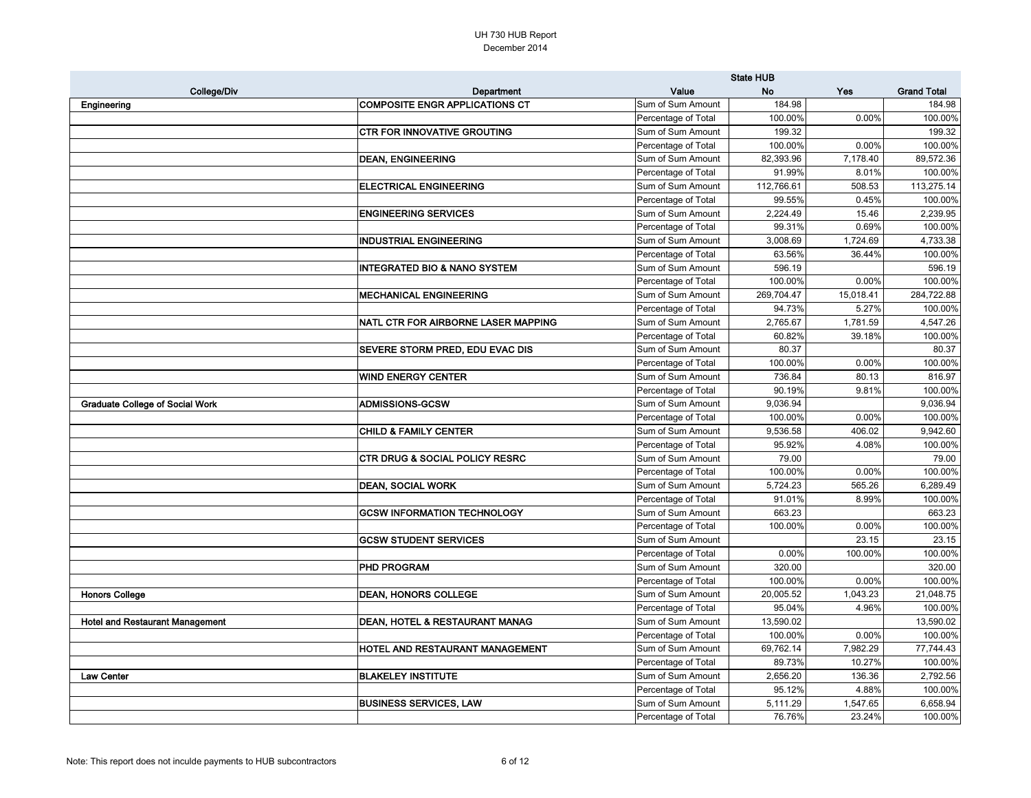UH 730 HUB Report
December 2014

| College/Div | Department | Value | State HUB No | Yes | Grand Total |
|---|---|---|---|---|---|
| Engineering | COMPOSITE ENGR APPLICATIONS CT | Sum of Sum Amount | 184.98 | | 184.98 |
| | | Percentage of Total | 100.00% | 0.00% | 100.00% |
| | CTR FOR INNOVATIVE GROUTING | Sum of Sum Amount | 199.32 | | 199.32 |
| | | Percentage of Total | 100.00% | 0.00% | 100.00% |
| | DEAN, ENGINEERING | Sum of Sum Amount | 82,393.96 | 7,178.40 | 89,572.36 |
| | | Percentage of Total | 91.99% | 8.01% | 100.00% |
| | ELECTRICAL ENGINEERING | Sum of Sum Amount | 112,766.61 | 508.53 | 113,275.14 |
| | | Percentage of Total | 99.55% | 0.45% | 100.00% |
| | ENGINEERING SERVICES | Sum of Sum Amount | 2,224.49 | 15.46 | 2,239.95 |
| | | Percentage of Total | 99.31% | 0.69% | 100.00% |
| | INDUSTRIAL ENGINEERING | Sum of Sum Amount | 3,008.69 | 1,724.69 | 4,733.38 |
| | | Percentage of Total | 63.56% | 36.44% | 100.00% |
| | INTEGRATED BIO & NANO SYSTEM | Sum of Sum Amount | 596.19 | | 596.19 |
| | | Percentage of Total | 100.00% | 0.00% | 100.00% |
| | MECHANICAL ENGINEERING | Sum of Sum Amount | 269,704.47 | 15,018.41 | 284,722.88 |
| | | Percentage of Total | 94.73% | 5.27% | 100.00% |
| | NATL CTR FOR AIRBORNE LASER MAPPING | Sum of Sum Amount | 2,765.67 | 1,781.59 | 4,547.26 |
| | | Percentage of Total | 60.82% | 39.18% | 100.00% |
| | SEVERE STORM PRED, EDU EVAC DIS | Sum of Sum Amount | 80.37 | | 80.37 |
| | | Percentage of Total | 100.00% | 0.00% | 100.00% |
| | WIND ENERGY CENTER | Sum of Sum Amount | 736.84 | 80.13 | 816.97 |
| | | Percentage of Total | 90.19% | 9.81% | 100.00% |
| Graduate College of Social Work | ADMISSIONS-GCSW | Sum of Sum Amount | 9,036.94 | | 9,036.94 |
| | | Percentage of Total | 100.00% | 0.00% | 100.00% |
| | CHILD & FAMILY CENTER | Sum of Sum Amount | 9,536.58 | 406.02 | 9,942.60 |
| | | Percentage of Total | 95.92% | 4.08% | 100.00% |
| | CTR DRUG & SOCIAL POLICY RESRC | Sum of Sum Amount | 79.00 | | 79.00 |
| | | Percentage of Total | 100.00% | 0.00% | 100.00% |
| | DEAN, SOCIAL WORK | Sum of Sum Amount | 5,724.23 | 565.26 | 6,289.49 |
| | | Percentage of Total | 91.01% | 8.99% | 100.00% |
| | GCSW INFORMATION TECHNOLOGY | Sum of Sum Amount | 663.23 | | 663.23 |
| | | Percentage of Total | 100.00% | 0.00% | 100.00% |
| | GCSW STUDENT SERVICES | Sum of Sum Amount | | 23.15 | 23.15 |
| | | Percentage of Total | 0.00% | 100.00% | 100.00% |
| | PHD PROGRAM | Sum of Sum Amount | 320.00 | | 320.00 |
| | | Percentage of Total | 100.00% | 0.00% | 100.00% |
| Honors College | DEAN, HONORS COLLEGE | Sum of Sum Amount | 20,005.52 | 1,043.23 | 21,048.75 |
| | | Percentage of Total | 95.04% | 4.96% | 100.00% |
| Hotel and Restaurant Management | DEAN, HOTEL & RESTAURANT MANAG | Sum of Sum Amount | 13,590.02 | | 13,590.02 |
| | | Percentage of Total | 100.00% | 0.00% | 100.00% |
| | HOTEL AND RESTAURANT MANAGEMENT | Sum of Sum Amount | 69,762.14 | 7,982.29 | 77,744.43 |
| | | Percentage of Total | 89.73% | 10.27% | 100.00% |
| Law Center | BLAKELEY INSTITUTE | Sum of Sum Amount | 2,656.20 | 136.36 | 2,792.56 |
| | | Percentage of Total | 95.12% | 4.88% | 100.00% |
| | BUSINESS SERVICES, LAW | Sum of Sum Amount | 5,111.29 | 1,547.65 | 6,658.94 |
| | | Percentage of Total | 76.76% | 23.24% | 100.00% |

Note: This report does not inculde payments to HUB subcontractors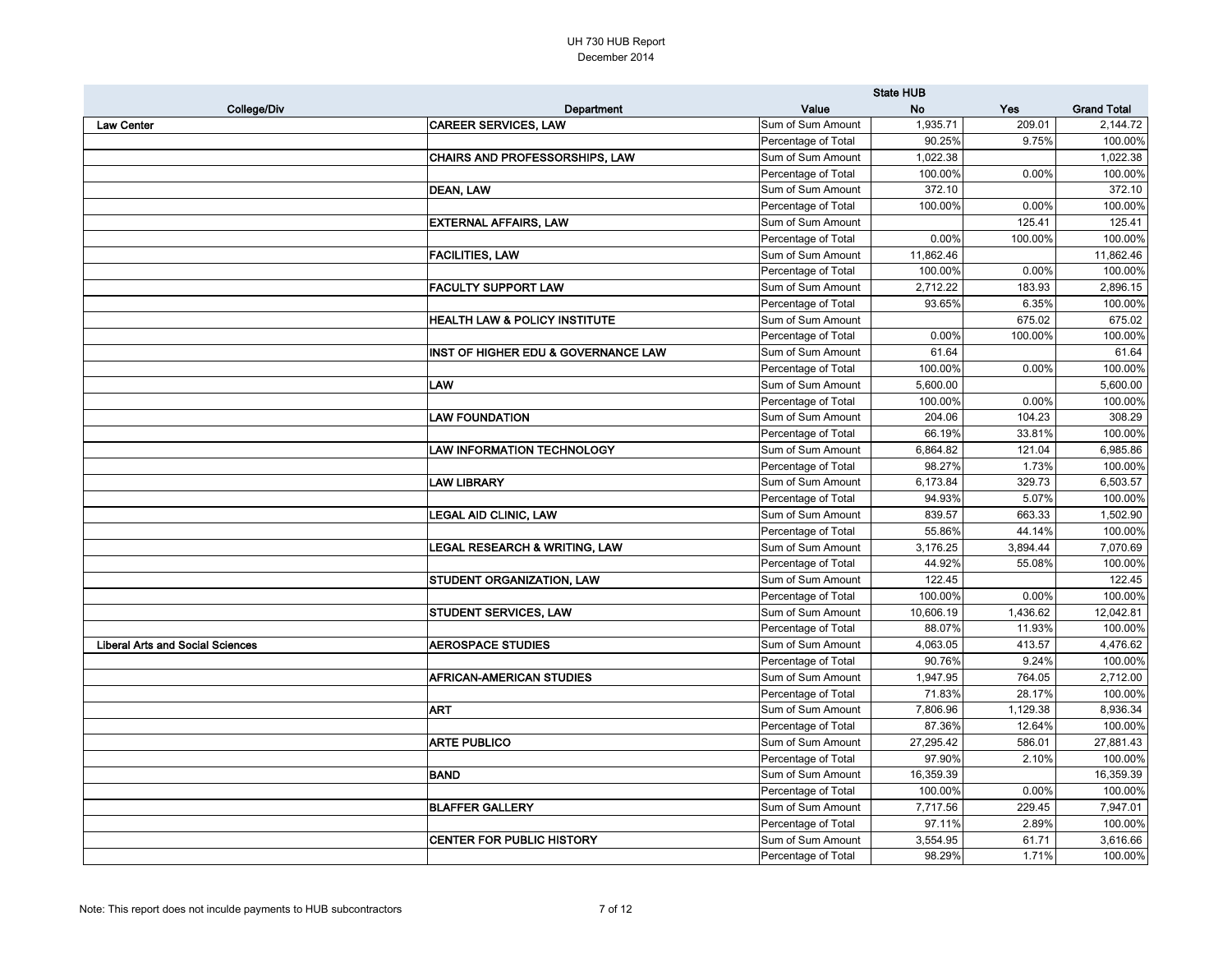UH 730 HUB Report
December 2014

| College/Div | Department | Value | State HUB | | |
|---|---|---|---|---|---|
| | | | No | Yes | Grand Total |
| Law Center | CAREER SERVICES, LAW | Sum of Sum Amount | 1,935.71 | 209.01 | 2,144.72 |
| | | Percentage of Total | 90.25% | 9.75% | 100.00% |
| | CHAIRS AND PROFESSORSHIPS, LAW | Sum of Sum Amount | 1,022.38 | | 1,022.38 |
| | | Percentage of Total | 100.00% | 0.00% | 100.00% |
| | DEAN, LAW | Sum of Sum Amount | 372.10 | | 372.10 |
| | | Percentage of Total | 100.00% | 0.00% | 100.00% |
| | EXTERNAL AFFAIRS, LAW | Sum of Sum Amount | | 125.41 | 125.41 |
| | | Percentage of Total | 0.00% | 100.00% | 100.00% |
| | FACILITIES, LAW | Sum of Sum Amount | 11,862.46 | | 11,862.46 |
| | | Percentage of Total | 100.00% | 0.00% | 100.00% |
| | FACULTY SUPPORT LAW | Sum of Sum Amount | 2,712.22 | 183.93 | 2,896.15 |
| | | Percentage of Total | 93.65% | 6.35% | 100.00% |
| | HEALTH LAW & POLICY INSTITUTE | Sum of Sum Amount | | 675.02 | 675.02 |
| | | Percentage of Total | 0.00% | 100.00% | 100.00% |
| | INST OF HIGHER EDU & GOVERNANCE LAW | Sum of Sum Amount | 61.64 | | 61.64 |
| | | Percentage of Total | 100.00% | 0.00% | 100.00% |
| | LAW | Sum of Sum Amount | 5,600.00 | | 5,600.00 |
| | | Percentage of Total | 100.00% | 0.00% | 100.00% |
| | LAW FOUNDATION | Sum of Sum Amount | 204.06 | 104.23 | 308.29 |
| | | Percentage of Total | 66.19% | 33.81% | 100.00% |
| | LAW INFORMATION TECHNOLOGY | Sum of Sum Amount | 6,864.82 | 121.04 | 6,985.86 |
| | | Percentage of Total | 98.27% | 1.73% | 100.00% |
| | LAW LIBRARY | Sum of Sum Amount | 6,173.84 | 329.73 | 6,503.57 |
| | | Percentage of Total | 94.93% | 5.07% | 100.00% |
| | LEGAL AID CLINIC, LAW | Sum of Sum Amount | 839.57 | 663.33 | 1,502.90 |
| | | Percentage of Total | 55.86% | 44.14% | 100.00% |
| | LEGAL RESEARCH & WRITING, LAW | Sum of Sum Amount | 3,176.25 | 3,894.44 | 7,070.69 |
| | | Percentage of Total | 44.92% | 55.08% | 100.00% |
| | STUDENT ORGANIZATION, LAW | Sum of Sum Amount | 122.45 | | 122.45 |
| | | Percentage of Total | 100.00% | 0.00% | 100.00% |
| | STUDENT SERVICES, LAW | Sum of Sum Amount | 10,606.19 | 1,436.62 | 12,042.81 |
| | | Percentage of Total | 88.07% | 11.93% | 100.00% |
| Liberal Arts and Social Sciences | AEROSPACE STUDIES | Sum of Sum Amount | 4,063.05 | 413.57 | 4,476.62 |
| | | Percentage of Total | 90.76% | 9.24% | 100.00% |
| | AFRICAN-AMERICAN STUDIES | Sum of Sum Amount | 1,947.95 | 764.05 | 2,712.00 |
| | | Percentage of Total | 71.83% | 28.17% | 100.00% |
| | ART | Sum of Sum Amount | 7,806.96 | 1,129.38 | 8,936.34 |
| | | Percentage of Total | 87.36% | 12.64% | 100.00% |
| | ARTE PUBLICO | Sum of Sum Amount | 27,295.42 | 586.01 | 27,881.43 |
| | | Percentage of Total | 97.90% | 2.10% | 100.00% |
| | BAND | Sum of Sum Amount | 16,359.39 | | 16,359.39 |
| | | Percentage of Total | 100.00% | 0.00% | 100.00% |
| | BLAFFER GALLERY | Sum of Sum Amount | 7,717.56 | 229.45 | 7,947.01 |
| | | Percentage of Total | 97.11% | 2.89% | 100.00% |
| | CENTER FOR PUBLIC HISTORY | Sum of Sum Amount | 3,554.95 | 61.71 | 3,616.66 |
| | | Percentage of Total | 98.29% | 1.71% | 100.00% |

Note: This report does not inculde payments to HUB subcontractors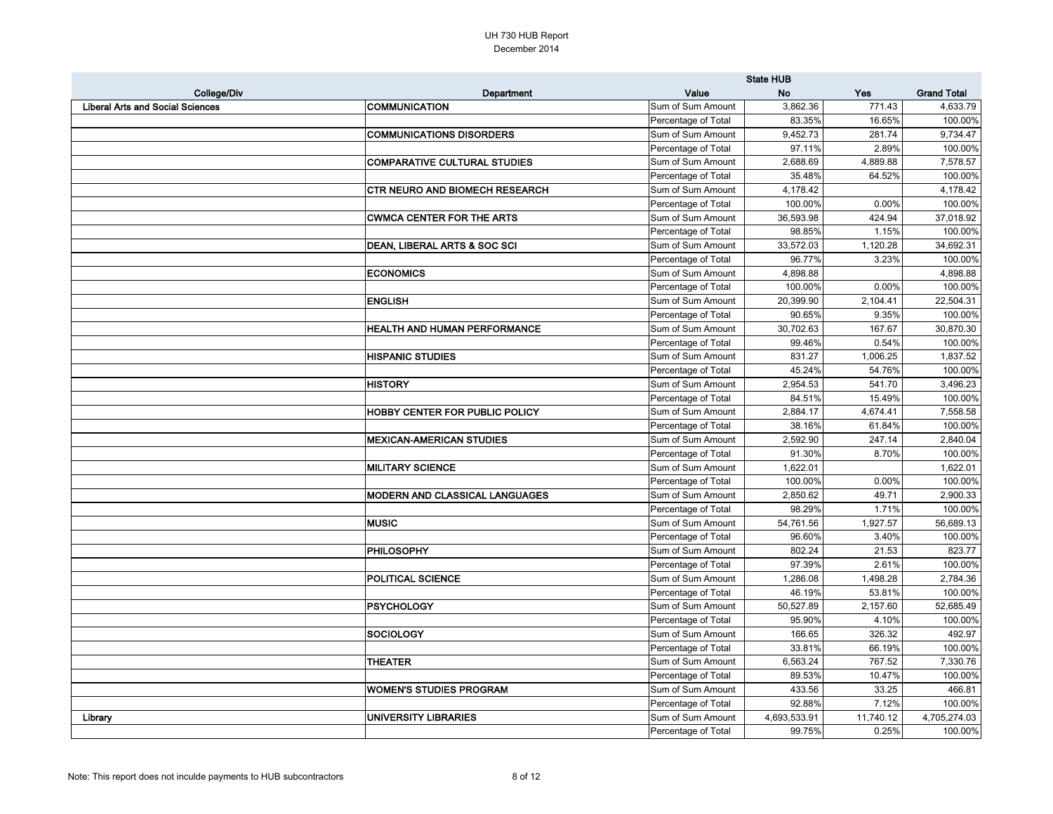UH 730 HUB Report
December 2014

| College/Div | Department | Value | State HUB No | Yes | Grand Total |
|---|---|---|---|---|---|
| Liberal Arts and Social Sciences | COMMUNICATION | Sum of Sum Amount | 3,862.36 | 771.43 | 4,633.79 |
| | | Percentage of Total | 83.35% | 16.65% | 100.00% |
| | COMMUNICATIONS DISORDERS | Sum of Sum Amount | 9,452.73 | 281.74 | 9,734.47 |
| | | Percentage of Total | 97.11% | 2.89% | 100.00% |
| | COMPARATIVE CULTURAL STUDIES | Sum of Sum Amount | 2,688.69 | 4,889.88 | 7,578.57 |
| | | Percentage of Total | 35.48% | 64.52% | 100.00% |
| | CTR NEURO AND BIOMECH RESEARCH | Sum of Sum Amount | 4,178.42 | | 4,178.42 |
| | | Percentage of Total | 100.00% | 0.00% | 100.00% |
| | CWMCA CENTER FOR THE ARTS | Sum of Sum Amount | 36,593.98 | 424.94 | 37,018.92 |
| | | Percentage of Total | 98.85% | 1.15% | 100.00% |
| | DEAN, LIBERAL ARTS & SOC SCI | Sum of Sum Amount | 33,572.03 | 1,120.28 | 34,692.31 |
| | | Percentage of Total | 96.77% | 3.23% | 100.00% |
| | ECONOMICS | Sum of Sum Amount | 4,898.88 | | 4,898.88 |
| | | Percentage of Total | 100.00% | 0.00% | 100.00% |
| | ENGLISH | Sum of Sum Amount | 20,399.90 | 2,104.41 | 22,504.31 |
| | | Percentage of Total | 90.65% | 9.35% | 100.00% |
| | HEALTH AND HUMAN PERFORMANCE | Sum of Sum Amount | 30,702.63 | 167.67 | 30,870.30 |
| | | Percentage of Total | 99.46% | 0.54% | 100.00% |
| | HISPANIC STUDIES | Sum of Sum Amount | 831.27 | 1,006.25 | 1,837.52 |
| | | Percentage of Total | 45.24% | 54.76% | 100.00% |
| | HISTORY | Sum of Sum Amount | 2,954.53 | 541.70 | 3,496.23 |
| | | Percentage of Total | 84.51% | 15.49% | 100.00% |
| | HOBBY CENTER FOR PUBLIC POLICY | Sum of Sum Amount | 2,884.17 | 4,674.41 | 7,558.58 |
| | | Percentage of Total | 38.16% | 61.84% | 100.00% |
| | MEXICAN-AMERICAN STUDIES | Sum of Sum Amount | 2,592.90 | 247.14 | 2,840.04 |
| | | Percentage of Total | 91.30% | 8.70% | 100.00% |
| | MILITARY SCIENCE | Sum of Sum Amount | 1,622.01 | | 1,622.01 |
| | | Percentage of Total | 100.00% | 0.00% | 100.00% |
| | MODERN AND CLASSICAL LANGUAGES | Sum of Sum Amount | 2,850.62 | 49.71 | 2,900.33 |
| | | Percentage of Total | 98.29% | 1.71% | 100.00% |
| | MUSIC | Sum of Sum Amount | 54,761.56 | 1,927.57 | 56,689.13 |
| | | Percentage of Total | 96.60% | 3.40% | 100.00% |
| | PHILOSOPHY | Sum of Sum Amount | 802.24 | 21.53 | 823.77 |
| | | Percentage of Total | 97.39% | 2.61% | 100.00% |
| | POLITICAL SCIENCE | Sum of Sum Amount | 1,286.08 | 1,498.28 | 2,784.36 |
| | | Percentage of Total | 46.19% | 53.81% | 100.00% |
| | PSYCHOLOGY | Sum of Sum Amount | 50,527.89 | 2,157.60 | 52,685.49 |
| | | Percentage of Total | 95.90% | 4.10% | 100.00% |
| | SOCIOLOGY | Sum of Sum Amount | 166.65 | 326.32 | 492.97 |
| | | Percentage of Total | 33.81% | 66.19% | 100.00% |
| | THEATER | Sum of Sum Amount | 6,563.24 | 767.52 | 7,330.76 |
| | | Percentage of Total | 89.53% | 10.47% | 100.00% |
| | WOMEN'S STUDIES PROGRAM | Sum of Sum Amount | 433.56 | 33.25 | 466.81 |
| | | Percentage of Total | 92.88% | 7.12% | 100.00% |
| Library | UNIVERSITY LIBRARIES | Sum of Sum Amount | 4,693,533.91 | 11,740.12 | 4,705,274.03 |
| | | Percentage of Total | 99.75% | 0.25% | 100.00% |

Note: This report does not inculde payments to HUB subcontractors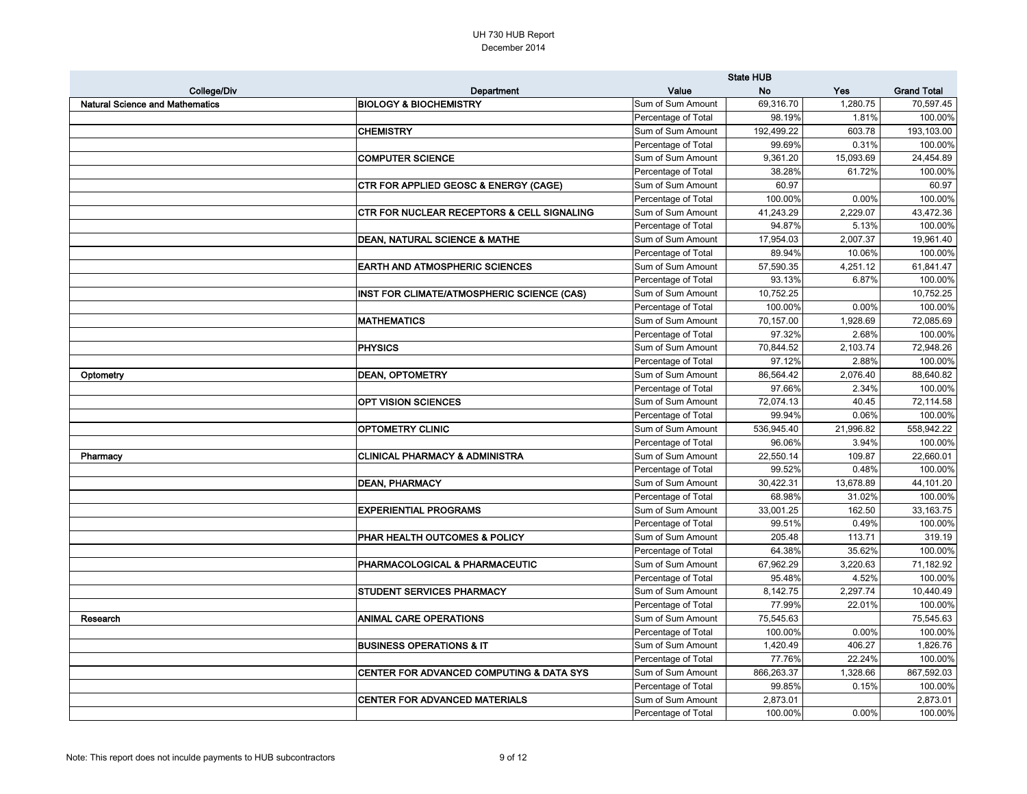UH 730 HUB Report
December 2014

| College/Div | Department | Value | State HUB No | Yes | Grand Total |
|---|---|---|---|---|---|
| Natural Science and Mathematics | BIOLOGY & BIOCHEMISTRY | Sum of Sum Amount | 69,316.70 | 1,280.75 | 70,597.45 |
| | | Percentage of Total | 98.19% | 1.81% | 100.00% |
| | CHEMISTRY | Sum of Sum Amount | 192,499.22 | 603.78 | 193,103.00 |
| | | Percentage of Total | 99.69% | 0.31% | 100.00% |
| | COMPUTER SCIENCE | Sum of Sum Amount | 9,361.20 | 15,093.69 | 24,454.89 |
| | | Percentage of Total | 38.28% | 61.72% | 100.00% |
| | CTR FOR APPLIED GEOSC & ENERGY (CAGE) | Sum of Sum Amount | 60.97 | | 60.97 |
| | | Percentage of Total | 100.00% | 0.00% | 100.00% |
| | CTR FOR NUCLEAR RECEPTORS & CELL SIGNALING | Sum of Sum Amount | 41,243.29 | 2,229.07 | 43,472.36 |
| | | Percentage of Total | 94.87% | 5.13% | 100.00% |
| | DEAN, NATURAL SCIENCE & MATHE | Sum of Sum Amount | 17,954.03 | 2,007.37 | 19,961.40 |
| | | Percentage of Total | 89.94% | 10.06% | 100.00% |
| | EARTH AND ATMOSPHERIC SCIENCES | Sum of Sum Amount | 57,590.35 | 4,251.12 | 61,841.47 |
| | | Percentage of Total | 93.13% | 6.87% | 100.00% |
| | INST FOR CLIMATE/ATMOSPHERIC SCIENCE (CAS) | Sum of Sum Amount | 10,752.25 | | 10,752.25 |
| | | Percentage of Total | 100.00% | 0.00% | 100.00% |
| | MATHEMATICS | Sum of Sum Amount | 70,157.00 | 1,928.69 | 72,085.69 |
| | | Percentage of Total | 97.32% | 2.68% | 100.00% |
| | PHYSICS | Sum of Sum Amount | 70,844.52 | 2,103.74 | 72,948.26 |
| | | Percentage of Total | 97.12% | 2.88% | 100.00% |
| Optometry | DEAN, OPTOMETRY | Sum of Sum Amount | 86,564.42 | 2,076.40 | 88,640.82 |
| | | Percentage of Total | 97.66% | 2.34% | 100.00% |
| | OPT VISION SCIENCES | Sum of Sum Amount | 72,074.13 | 40.45 | 72,114.58 |
| | | Percentage of Total | 99.94% | 0.06% | 100.00% |
| | OPTOMETRY CLINIC | Sum of Sum Amount | 536,945.40 | 21,996.82 | 558,942.22 |
| | | Percentage of Total | 96.06% | 3.94% | 100.00% |
| Pharmacy | CLINICAL PHARMACY & ADMINISTRA | Sum of Sum Amount | 22,550.14 | 109.87 | 22,660.01 |
| | | Percentage of Total | 99.52% | 0.48% | 100.00% |
| | DEAN, PHARMACY | Sum of Sum Amount | 30,422.31 | 13,678.89 | 44,101.20 |
| | | Percentage of Total | 68.98% | 31.02% | 100.00% |
| | EXPERIENTIAL PROGRAMS | Sum of Sum Amount | 33,001.25 | 162.50 | 33,163.75 |
| | | Percentage of Total | 99.51% | 0.49% | 100.00% |
| | PHAR HEALTH OUTCOMES & POLICY | Sum of Sum Amount | 205.48 | 113.71 | 319.19 |
| | | Percentage of Total | 64.38% | 35.62% | 100.00% |
| | PHARMACOLOGICAL & PHARMACEUTIC | Sum of Sum Amount | 67,962.29 | 3,220.63 | 71,182.92 |
| | | Percentage of Total | 95.48% | 4.52% | 100.00% |
| | STUDENT SERVICES PHARMACY | Sum of Sum Amount | 8,142.75 | 2,297.74 | 10,440.49 |
| | | Percentage of Total | 77.99% | 22.01% | 100.00% |
| Research | ANIMAL CARE OPERATIONS | Sum of Sum Amount | 75,545.63 | | 75,545.63 |
| | | Percentage of Total | 100.00% | 0.00% | 100.00% |
| | BUSINESS OPERATIONS & IT | Sum of Sum Amount | 1,420.49 | 406.27 | 1,826.76 |
| | | Percentage of Total | 77.76% | 22.24% | 100.00% |
| | CENTER FOR ADVANCED COMPUTING & DATA SYS | Sum of Sum Amount | 866,263.37 | 1,328.66 | 867,592.03 |
| | | Percentage of Total | 99.85% | 0.15% | 100.00% |
| | CENTER FOR ADVANCED MATERIALS | Sum of Sum Amount | 2,873.01 | | 2,873.01 |
| | | Percentage of Total | 100.00% | 0.00% | 100.00% |

Note: This report does not inculde payments to HUB subcontractors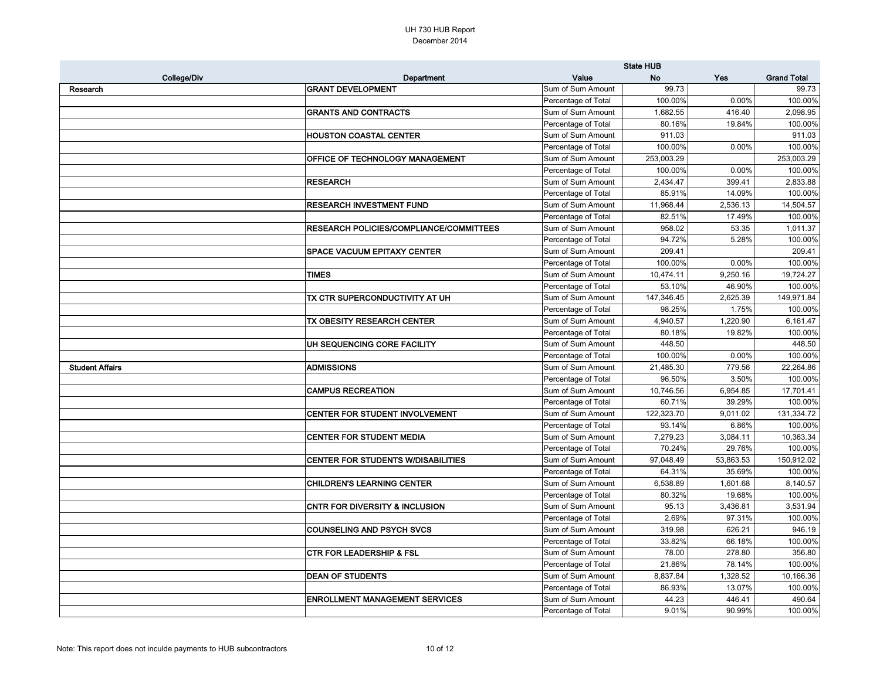# UH 730 HUB Report

December 2014

| College/Div | Department | Value | State HUB No | Yes | Grand Total |
|---|---|---|---|---|---|
| Research | GRANT DEVELOPMENT | Sum of Sum Amount | 99.73 | | 99.73 |
| | | Percentage of Total | 100.00% | 0.00% | 100.00% |
| | GRANTS AND CONTRACTS | Sum of Sum Amount | 1,682.55 | 416.40 | 2,098.95 |
| | | Percentage of Total | 80.16% | 19.84% | 100.00% |
| | HOUSTON COASTAL CENTER | Sum of Sum Amount | 911.03 | | 911.03 |
| | | Percentage of Total | 100.00% | 0.00% | 100.00% |
| | OFFICE OF TECHNOLOGY MANAGEMENT | Sum of Sum Amount | 253,003.29 | | 253,003.29 |
| | | Percentage of Total | 100.00% | 0.00% | 100.00% |
| | RESEARCH | Sum of Sum Amount | 2,434.47 | 399.41 | 2,833.88 |
| | | Percentage of Total | 85.91% | 14.09% | 100.00% |
| | RESEARCH INVESTMENT FUND | Sum of Sum Amount | 11,968.44 | 2,536.13 | 14,504.57 |
| | | Percentage of Total | 82.51% | 17.49% | 100.00% |
| | RESEARCH POLICIES/COMPLIANCE/COMMITTEES | Sum of Sum Amount | 958.02 | 53.35 | 1,011.37 |
| | | Percentage of Total | 94.72% | 5.28% | 100.00% |
| | SPACE VACUUM EPITAXY CENTER | Sum of Sum Amount | 209.41 | | 209.41 |
| | | Percentage of Total | 100.00% | 0.00% | 100.00% |
| | TIMES | Sum of Sum Amount | 10,474.11 | 9,250.16 | 19,724.27 |
| | | Percentage of Total | 53.10% | 46.90% | 100.00% |
| | TX CTR SUPERCONDUCTIVITY AT UH | Sum of Sum Amount | 147,346.45 | 2,625.39 | 149,971.84 |
| | | Percentage of Total | 98.25% | 1.75% | 100.00% |
| | TX OBESITY RESEARCH CENTER | Sum of Sum Amount | 4,940.57 | 1,220.90 | 6,161.47 |
| | | Percentage of Total | 80.18% | 19.82% | 100.00% |
| | UH SEQUENCING CORE FACILITY | Sum of Sum Amount | 448.50 | | 448.50 |
| | | Percentage of Total | 100.00% | 0.00% | 100.00% |
| Student Affairs | ADMISSIONS | Sum of Sum Amount | 21,485.30 | 779.56 | 22,264.86 |
| | | Percentage of Total | 96.50% | 3.50% | 100.00% |
| | CAMPUS RECREATION | Sum of Sum Amount | 10,746.56 | 6,954.85 | 17,701.41 |
| | | Percentage of Total | 60.71% | 39.29% | 100.00% |
| | CENTER FOR STUDENT INVOLVEMENT | Sum of Sum Amount | 122,323.70 | 9,011.02 | 131,334.72 |
| | | Percentage of Total | 93.14% | 6.86% | 100.00% |
| | CENTER FOR STUDENT MEDIA | Sum of Sum Amount | 7,279.23 | 3,084.11 | 10,363.34 |
| | | Percentage of Total | 70.24% | 29.76% | 100.00% |
| | CENTER FOR STUDENTS W/DISABILITIES | Sum of Sum Amount | 97,048.49 | 53,863.53 | 150,912.02 |
| | | Percentage of Total | 64.31% | 35.69% | 100.00% |
| | CHILDREN'S LEARNING CENTER | Sum of Sum Amount | 6,538.89 | 1,601.68 | 8,140.57 |
| | | Percentage of Total | 80.32% | 19.68% | 100.00% |
| | CNTR FOR DIVERSITY & INCLUSION | Sum of Sum Amount | 95.13 | 3,436.81 | 3,531.94 |
| | | Percentage of Total | 2.69% | 97.31% | 100.00% |
| | COUNSELING AND PSYCH SVCS | Sum of Sum Amount | 319.98 | 626.21 | 946.19 |
| | | Percentage of Total | 33.82% | 66.18% | 100.00% |
| | CTR FOR LEADERSHIP & FSL | Sum of Sum Amount | 78.00 | 278.80 | 356.80 |
| | | Percentage of Total | 21.86% | 78.14% | 100.00% |
| | DEAN OF STUDENTS | Sum of Sum Amount | 8,837.84 | 1,328.52 | 10,166.36 |
| | | Percentage of Total | 86.93% | 13.07% | 100.00% |
| | ENROLLMENT MANAGEMENT SERVICES | Sum of Sum Amount | 44.23 | 446.41 | 490.64 |
| | | Percentage of Total | 9.01% | 90.99% | 100.00% |

Note: This report does not inculde payments to HUB subcontractors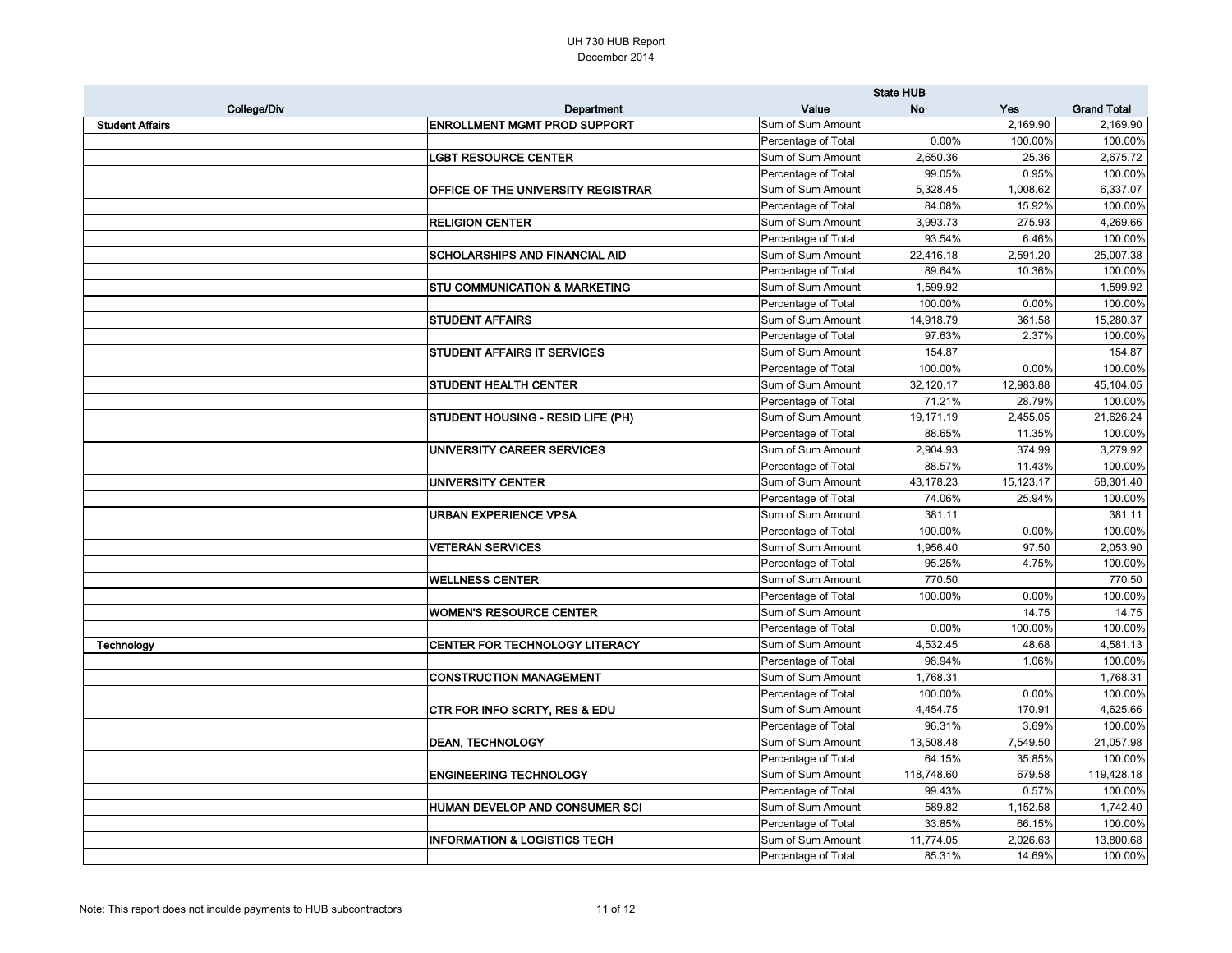# UH 730 HUB Report
December 2014

| College/Div | Department | Value | State HUB No | Yes | Grand Total |
|---|---|---|---|---|---|
| Student Affairs | ENROLLMENT MGMT PROD SUPPORT | Sum of Sum Amount | | 2,169.90 | 2,169.90 |
| | | Percentage of Total | 0.00% | 100.00% | 100.00% |
| | LGBT RESOURCE CENTER | Sum of Sum Amount | 2,650.36 | 25.36 | 2,675.72 |
| | | Percentage of Total | 99.05% | 0.95% | 100.00% |
| | OFFICE OF THE UNIVERSITY REGISTRAR | Sum of Sum Amount | 5,328.45 | 1,008.62 | 6,337.07 |
| | | Percentage of Total | 84.08% | 15.92% | 100.00% |
| | RELIGION CENTER | Sum of Sum Amount | 3,993.73 | 275.93 | 4,269.66 |
| | | Percentage of Total | 93.54% | 6.46% | 100.00% |
| | SCHOLARSHIPS AND FINANCIAL AID | Sum of Sum Amount | 22,416.18 | 2,591.20 | 25,007.38 |
| | | Percentage of Total | 89.64% | 10.36% | 100.00% |
| | STU COMMUNICATION & MARKETING | Sum of Sum Amount | 1,599.92 | | 1,599.92 |
| | | Percentage of Total | 100.00% | 0.00% | 100.00% |
| | STUDENT AFFAIRS | Sum of Sum Amount | 14,918.79 | 361.58 | 15,280.37 |
| | | Percentage of Total | 97.63% | 2.37% | 100.00% |
| | STUDENT AFFAIRS IT SERVICES | Sum of Sum Amount | 154.87 | | 154.87 |
| | | Percentage of Total | 100.00% | 0.00% | 100.00% |
| | STUDENT HEALTH CENTER | Sum of Sum Amount | 32,120.17 | 12,983.88 | 45,104.05 |
| | | Percentage of Total | 71.21% | 28.79% | 100.00% |
| | STUDENT HOUSING - RESID LIFE (PH) | Sum of Sum Amount | 19,171.19 | 2,455.05 | 21,626.24 |
| | | Percentage of Total | 88.65% | 11.35% | 100.00% |
| | UNIVERSITY CAREER SERVICES | Sum of Sum Amount | 2,904.93 | 374.99 | 3,279.92 |
| | | Percentage of Total | 88.57% | 11.43% | 100.00% |
| | UNIVERSITY CENTER | Sum of Sum Amount | 43,178.23 | 15,123.17 | 58,301.40 |
| | | Percentage of Total | 74.06% | 25.94% | 100.00% |
| | URBAN EXPERIENCE VPSA | Sum of Sum Amount | 381.11 | | 381.11 |
| | | Percentage of Total | 100.00% | 0.00% | 100.00% |
| | VETERAN SERVICES | Sum of Sum Amount | 1,956.40 | 97.50 | 2,053.90 |
| | | Percentage of Total | 95.25% | 4.75% | 100.00% |
| | WELLNESS CENTER | Sum of Sum Amount | 770.50 | | 770.50 |
| | | Percentage of Total | 100.00% | 0.00% | 100.00% |
| | WOMEN'S RESOURCE CENTER | Sum of Sum Amount | | 14.75 | 14.75 |
| | | Percentage of Total | 0.00% | 100.00% | 100.00% |
| Technology | CENTER FOR TECHNOLOGY LITERACY | Sum of Sum Amount | 4,532.45 | 48.68 | 4,581.13 |
| | | Percentage of Total | 98.94% | 1.06% | 100.00% |
| | CONSTRUCTION MANAGEMENT | Sum of Sum Amount | 1,768.31 | | 1,768.31 |
| | | Percentage of Total | 100.00% | 0.00% | 100.00% |
| | CTR FOR INFO SCRTY, RES & EDU | Sum of Sum Amount | 4,454.75 | 170.91 | 4,625.66 |
| | | Percentage of Total | 96.31% | 3.69% | 100.00% |
| | DEAN, TECHNOLOGY | Sum of Sum Amount | 13,508.48 | 7,549.50 | 21,057.98 |
| | | Percentage of Total | 64.15% | 35.85% | 100.00% |
| | ENGINEERING TECHNOLOGY | Sum of Sum Amount | 118,748.60 | 679.58 | 119,428.18 |
| | | Percentage of Total | 99.43% | 0.57% | 100.00% |
| | HUMAN DEVELOP AND CONSUMER SCI | Sum of Sum Amount | 589.82 | 1,152.58 | 1,742.40 |
| | | Percentage of Total | 33.85% | 66.15% | 100.00% |
| | INFORMATION & LOGISTICS TECH | Sum of Sum Amount | 11,774.05 | 2,026.63 | 13,800.68 |
| | | Percentage of Total | 85.31% | 14.69% | 100.00% |

Note: This report does not inculde payments to HUB subcontractors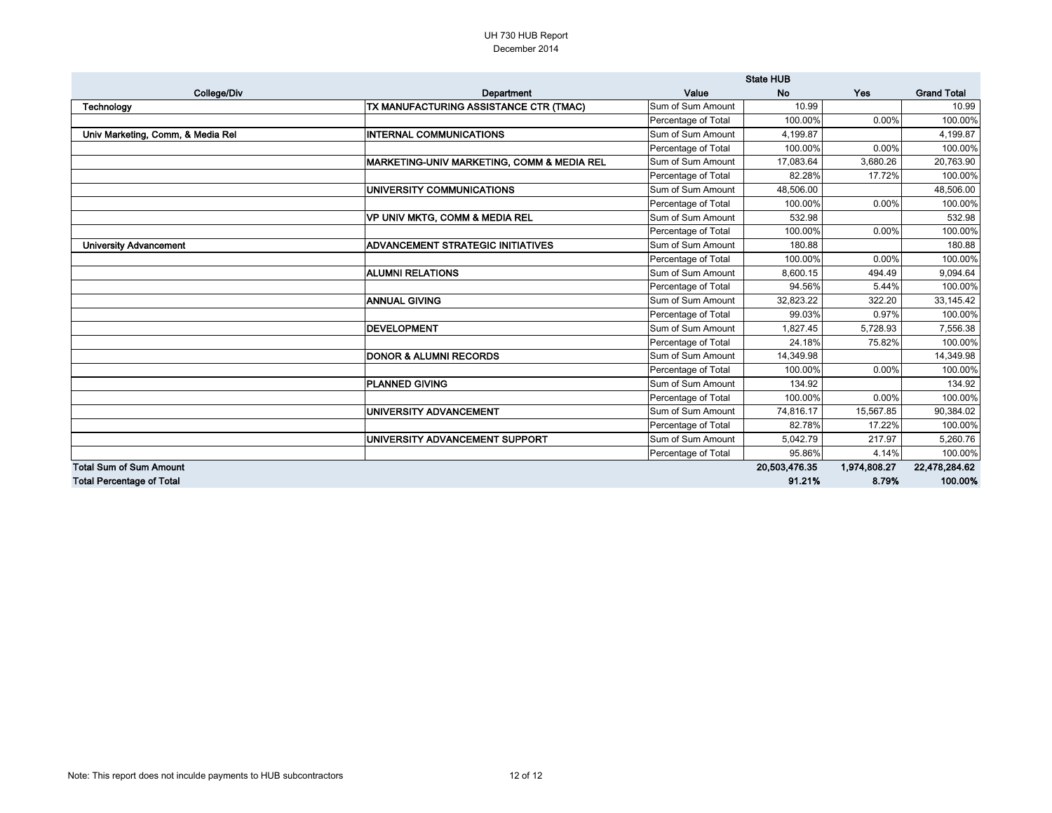UH 730 HUB Report
December 2014

| College/Div | Department | Value | State HUB No | Yes | Grand Total |
|---|---|---|---|---|---|
| Technology | TX MANUFACTURING ASSISTANCE CTR (TMAC) | Sum of Sum Amount | 10.99 | | 10.99 |
| | | Percentage of Total | 100.00% | 0.00% | 100.00% |
| Univ Marketing, Comm, & Media Rel | INTERNAL COMMUNICATIONS | Sum of Sum Amount | 4,199.87 | | 4,199.87 |
| | | Percentage of Total | 100.00% | 0.00% | 100.00% |
| | MARKETING-UNIV MARKETING, COMM & MEDIA REL | Sum of Sum Amount | 17,083.64 | 3,680.26 | 20,763.90 |
| | | Percentage of Total | 82.28% | 17.72% | 100.00% |
| | UNIVERSITY COMMUNICATIONS | Sum of Sum Amount | 48,506.00 | | 48,506.00 |
| | | Percentage of Total | 100.00% | 0.00% | 100.00% |
| | VP UNIV MKTG, COMM & MEDIA REL | Sum of Sum Amount | 532.98 | | 532.98 |
| | | Percentage of Total | 100.00% | 0.00% | 100.00% |
| University Advancement | ADVANCEMENT STRATEGIC INITIATIVES | Sum of Sum Amount | 180.88 | | 180.88 |
| | | Percentage of Total | 100.00% | 0.00% | 100.00% |
| | ALUMNI RELATIONS | Sum of Sum Amount | 8,600.15 | 494.49 | 9,094.64 |
| | | Percentage of Total | 94.56% | 5.44% | 100.00% |
| | ANNUAL GIVING | Sum of Sum Amount | 32,823.22 | 322.20 | 33,145.42 |
| | | Percentage of Total | 99.03% | 0.97% | 100.00% |
| | DEVELOPMENT | Sum of Sum Amount | 1,827.45 | 5,728.93 | 7,556.38 |
| | | Percentage of Total | 24.18% | 75.82% | 100.00% |
| | DONOR & ALUMNI RECORDS | Sum of Sum Amount | 14,349.98 | | 14,349.98 |
| | | Percentage of Total | 100.00% | 0.00% | 100.00% |
| | PLANNED GIVING | Sum of Sum Amount | 134.92 | | 134.92 |
| | | Percentage of Total | 100.00% | 0.00% | 100.00% |
| | UNIVERSITY ADVANCEMENT | Sum of Sum Amount | 74,816.17 | 15,567.85 | 90,384.02 |
| | | Percentage of Total | 82.78% | 17.22% | 100.00% |
| | UNIVERSITY ADVANCEMENT SUPPORT | Sum of Sum Amount | 5,042.79 | 217.97 | 5,260.76 |
| | | Percentage of Total | 95.86% | 4.14% | 100.00% |
| **Total Sum of Sum Amount** | | | **20,503,476.35** | **1,974,808.27** | **22,478,284.62** |
| **Total Percentage of Total** | | | **91.21%** | **8.79%** | **100.00%** |

Note: This report does not inculde payments to HUB subcontractors